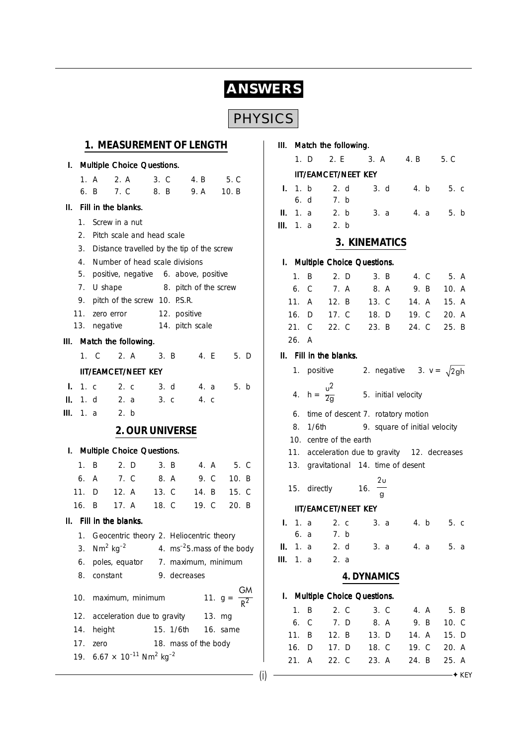# ANSWERS

## PHYSICS

### 1. MEASUREMENT OF LENGTH

**I. Multiple Choice Questions.**

1. A 2. A 3. C 4. B 5. C
6. B 7. C 8. B 9. A 10. B

**II. Fill in the blanks.**

1. Screw in a nut
2. Pitch scale and head scale
3. Distance travelled by the tip of the screw
4. Number of head scale divisions
5. positive, negative 6. above, positive
7. U shape 8. pitch of the screw
9. pitch of the screw 10. P.S.R.
11. zero error 12. positive
13. negative 14. pitch scale

**III. Match the following.**

1. C 2. A 3. B 4. E 5. D

**IIT/EAMCET/NEET KEY**

**I.** 1. c 2. c 3. d 4. a 5. b
**II.** 1. d 2. a 3. c 4. c
**III.** 1. a 2. b

### 2. OUR UNIVERSE

**I. Multiple Choice Questions.**

1. B 2. D 3. B 4. A 5. C
6. A 7. C 8. A 9. C 10. B
11. D 12. A 13. C 14. B 15. C
16. B 17. A 18. C 19. C 20. B

**II. Fill in the blanks.**

1. Geocentric theory 2. Heliocentric theory
3. $Nm^2\ kg^{-2}$ 4. $ms^{-2}$ 5. mass of the body
6. poles, equator 7. maximum, minimum
8. constant 9. decreases
10. maximum, minimum 11. $g = \dfrac{GM}{R^2}$
12. acceleration due to gravity 13. mg
14. height 15. 1/6th 16. same
17. zero 18. mass of the body
19. $6.67 \times 10^{-11}\ Nm^2\ kg^{-2}$

**III. Match the following.**

1. D 2. E 3. A 4. B 5. C

**IIT/EAMCET/NEET KEY**

**I.** 1. b 2. d 3. d 4. b 5. c
6. d 7. b
**II.** 1. a 2. b 3. a 4. a 5. b
**III.** 1. a 2. b

### 3. KINEMATICS

**I. Multiple Choice Questions.**

1. B 2. D 3. B 4. C 5. A
6. C 7. A 8. A 9. B 10. A
11. A 12. B 13. C 14. A 15. A
16. D 17. C 18. D 19. C 20. A
21. C 22. C 23. B 24. C 25. B
26. A

**II. Fill in the blanks.**

1. positive 2. negative 3. $v = \sqrt{2gh}$
4. $h = \dfrac{u^2}{2g}$ 5. initial velocity
6. time of descent 7. rotatory motion
8. 1/6th 9. square of initial velocity
10. centre of the earth
11. acceleration due to gravity 12. decreases
13. gravitational 14. time of desent
15. directly 16. $\dfrac{2u}{g}$

**IIT/EAMCET/NEET KEY**

**I.** 1. a 2. c 3. a 4. b 5. c
6. a 7. b
**II.** 1. a 2. d 3. a 4. a 5. a
**III.** 1. a 2. a

### 4. DYNAMICS

**I. Multiple Choice Questions.**

1. B 2. C 3. C 4. A 5. B
6. C 7. D 8. A 9. B 10. C
11. B 12. B 13. D 14. A 15. D
16. D 17. D 18. C 19. C 20. A
21. A 22. C 23. A 24. B 25. A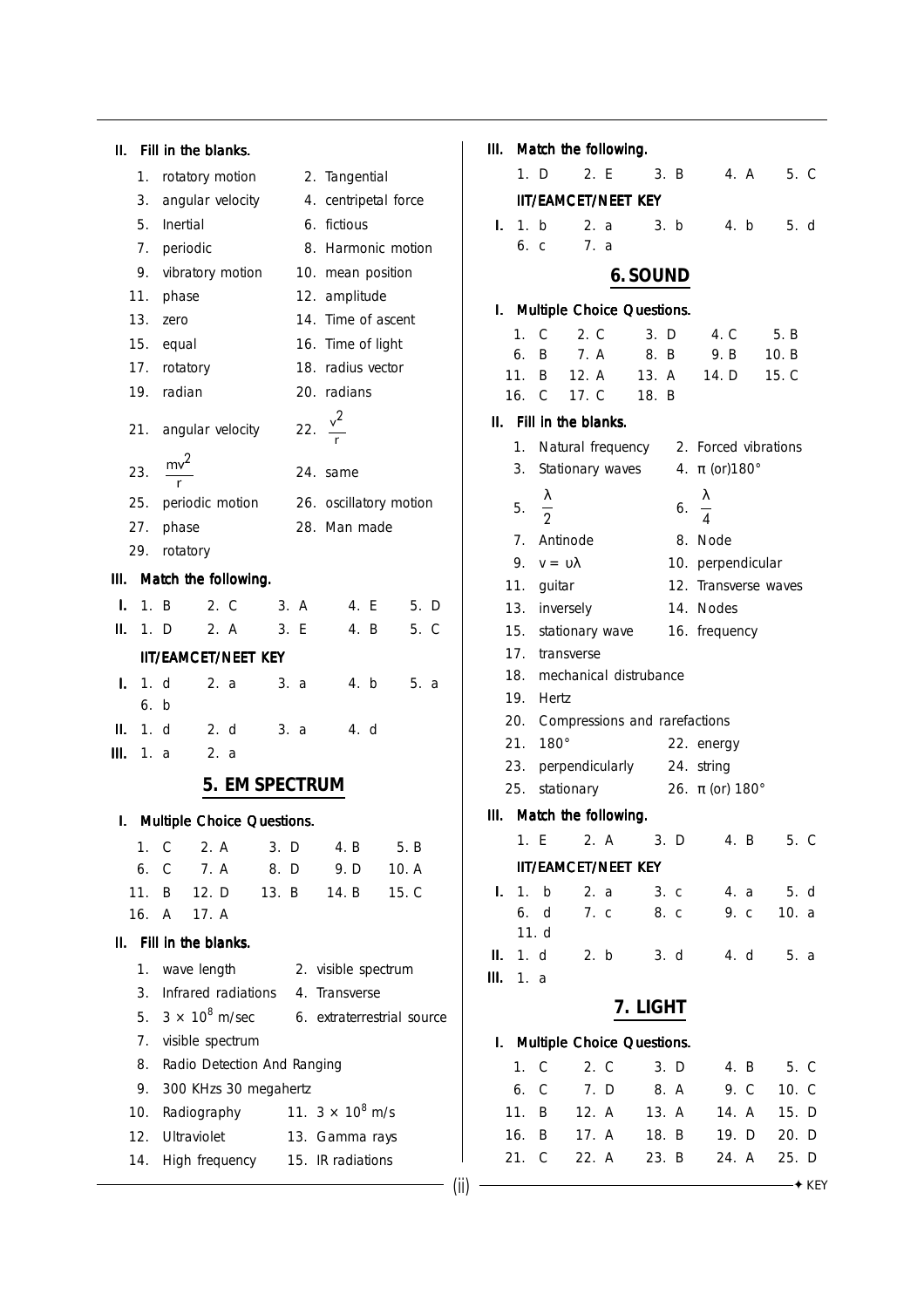## II. Fill in the blanks.

1. rotatory motion
2. Tangential
3. angular velocity
4. centripetal force
5. Inertial
6. fictious
7. periodic
8. Harmonic motion
9. vibratory motion
10. mean position
11. phase
12. amplitude
13. zero
14. Time of ascent
15. equal
16. Time of light
17. rotatory
18. radius vector
19. radian
20. radians
21. angular velocity
22. $\frac{v^2}{r}$
23. $\frac{mv^2}{r}$
24. same
25. periodic motion
26. oscillatory motion
27. phase
28. Man made
29. rotatory

## III. Match the following.

**I.** 1. B 2. C 3. A 4. E 5. D

**II.** 1. D 2. A 3. E 4. B 5. C

### IIT/EAMCET/NEET KEY

**I.** 1. d 2. a 3. a 4. b 5. a 6. b

**II.** 1. d 2. d 3. a 4. d

**III.** 1. a 2. a

# 5. EM SPECTRUM

## I. Multiple Choice Questions.

| | | | | |
|---|---|---|---|---|
| 1. C | 2. A | 3. D | 4. B | 5. B |
| 6. C | 7. A | 8. D | 9. D | 10. A |
| 11. B | 12. D | 13. B | 14. B | 15. C |
| 16. A | 17. A | | | |

## II. Fill in the blanks.

1. wave length
2. visible spectrum
3. Infrared radiations
4. Transverse
5. $3 \times 10^8$ m/sec
6. extraterrestrial source
7. visible spectrum
8. Radio Detection And Ranging
9. 300 KHzs 30 megahertz
10. Radiography
11. $3 \times 10^8$ m/s
12. Ultraviolet
13. Gamma rays
14. High frequency
15. IR radiations

## III. Match the following.

1. D 2. E 3. B 4. A 5. C

### IIT/EAMCET/NEET KEY

**I.** 1. b 2. a 3. b 4. b 5. d 6. c 7. a

# 6. SOUND

## I. Multiple Choice Questions.

| | | | | |
|---|---|---|---|---|
| 1. C | 2. C | 3. D | 4. C | 5. B |
| 6. B | 7. A | 8. B | 9. B | 10. B |
| 11. B | 12. A | 13. A | 14. D | 15. C |
| 16. C | 17. C | 18. B | | |

## II. Fill in the blanks.

1. Natural frequency
2. Forced vibrations
3. Stationary waves
4. $\pi$ (or)180°
5. $\frac{\lambda}{2}$
6. $\frac{\lambda}{4}$
7. Antinode
8. Node
9. $v = \upsilon\lambda$
10. perpendicular
11. guitar
12. Transverse waves
13. inversely
14. Nodes
15. stationary wave
16. frequency
17. transverse
18. mechanical distrubance
19. Hertz
20. Compressions and rarefactions
21. 180°
22. energy
23. perpendicularly
24. string
25. stationary
26. $\pi$ (or) 180°

## III. Match the following.

1. E 2. A 3. D 4. B 5. C

### IIT/EAMCET/NEET KEY

**I.** 1. b 2. a 3. c 4. a 5. d 6. d 7. c 8. c 9. c 10. a 11. d

**II.** 1. d 2. b 3. d 4. d 5. a

**III.** 1. a

# 7. LIGHT

## I. Multiple Choice Questions.

| | | | | |
|---|---|---|---|---|
| 1. C | 2. C | 3. D | 4. B | 5. C |
| 6. C | 7. D | 8. A | 9. C | 10. C |
| 11. B | 12. A | 13. A | 14. A | 15. D |
| 16. B | 17. A | 18. B | 19. D | 20. D |
| 21. C | 22. A | 23. B | 24. A | 25. D |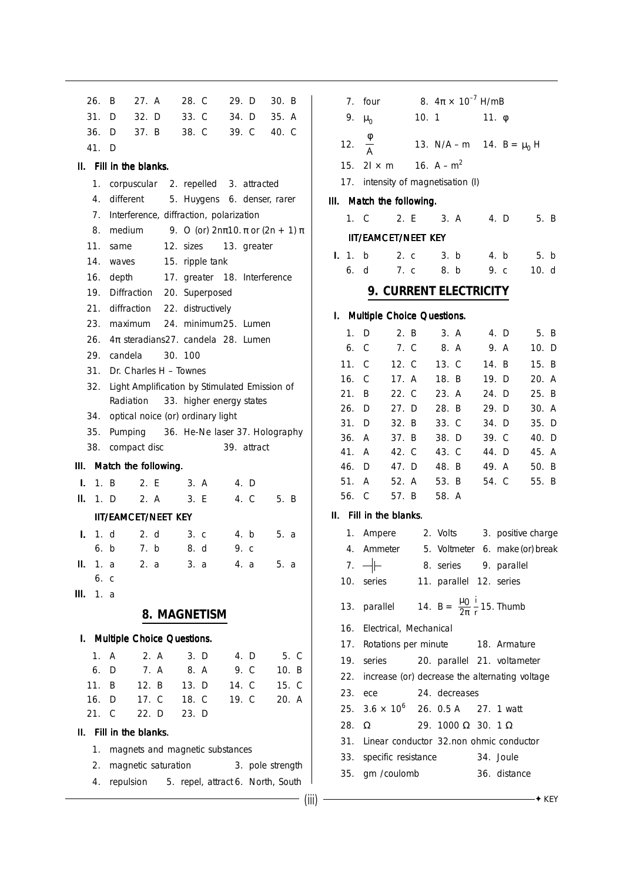| | | | | |
|---|---|---|---|---|
| 26. B | 27. A | 28. C | 29. D | 30. B |
| 31. D | 32. D | 33. C | 34. D | 35. A |
| 36. D | 37. B | 38. C | 39. C | 40. C |
| 41. D | | | | |

**II. Fill in the blanks.**

1. corpuscular 2. repelled 3. attracted
4. different 5. Huygens 6. denser, rarer
7. Interference, diffraction, polarization
8. medium 9. O (or) $2n\pi$ 10. $\pi$ or $(2n + 1)\pi$
11. same 12. sizes 13. greater
14. waves 15. ripple tank
16. depth 17. greater 18. Interference
19. Diffraction 20. Superposed
21. diffraction 22. distructively
23. maximum 24. minimum 25. Lumen
26. $4\pi$ steradians 27. candela 28. Lumen
29. candela 30. 100
31. Dr. Charles H – Townes
32. Light Amplification by Stimulated Emission of Radiation 33. higher energy states
34. optical noice (or) ordinary light
35. Pumping 36. He-Ne laser 37. Holography
38. compact disc 39. attract

**III. Match the following.**

| | | | | | |
|---|---|---|---|---|---|
| I. | 1. B | 2. E | 3. A | 4. D | |
| II. | 1. D | 2. A | 3. E | 4. C | 5. B |

**IIT/EAMCET/NEET KEY**

| | | | | | |
|---|---|---|---|---|---|
| I. | 1. d | 2. d | 3. c | 4. b | 5. a |
| | 6. b | 7. b | 8. d | 9. c | |
| II. | 1. a | 2. a | 3. a | 4. a | 5. a |
| | 6. c | | | | |
| III. | 1. a | | | | |

## 8. MAGNETISM

**I. Multiple Choice Questions.**

| | | | | |
|---|---|---|---|---|
| 1. A | 2. A | 3. D | 4. D | 5. C |
| 6. D | 7. A | 8. A | 9. C | 10. B |
| 11. B | 12. B | 13. D | 14. C | 15. C |
| 16. D | 17. C | 18. C | 19. C | 20. A |
| 21. C | 22. D | 23. D | | |

**II. Fill in the blanks.**

1. magnets and magnetic substances
2. magnetic saturation 3. pole strength
4. repulsion 5. repel, attract 6. North, South
7. four 8. $4\pi \times 10^{-7}$ H/mB
9. $\mu_0$ 10. 1 11. $\varphi$
12. $\frac{\varphi}{A}$ 13. N/A – m 14. $B = \mu_0 H$
15. $2l \times m$ 16. A – $m^2$
17. intensity of magnetisation (I)

**III. Match the following.**

| | | | | |
|---|---|---|---|---|
| 1. C | 2. E | 3. A | 4. D | 5. B |

**IIT/EAMCET/NEET KEY**

| | | | | | |
|---|---|---|---|---|---|
| I. | 1. b | 2. c | 3. b | 4. b | 5. b |
| | 6. d | 7. c | 8. b | 9. c | 10. d |

## 9. CURRENT ELECTRICITY

**I. Multiple Choice Questions.**

| | | | | |
|---|---|---|---|---|
| 1. D | 2. B | 3. A | 4. D | 5. B |
| 6. C | 7. C | 8. A | 9. A | 10. D |
| 11. C | 12. C | 13. C | 14. B | 15. B |
| 16. C | 17. A | 18. B | 19. D | 20. A |
| 21. B | 22. C | 23. A | 24. D | 25. B |
| 26. D | 27. D | 28. B | 29. D | 30. A |
| 31. D | 32. B | 33. C | 34. D | 35. D |
| 36. A | 37. B | 38. D | 39. C | 40. D |
| 41. A | 42. C | 43. C | 44. D | 45. A |
| 46. D | 47. D | 48. B | 49. A | 50. B |
| 51. A | 52. A | 53. B | 54. C | 55. B |
| 56. C | 57. B | 58. A | | |

**II. Fill in the blanks.**

1. Ampere 2. Volts 3. positive charge
4. Ammeter 5. Voltmeter 6. make (or) break
7. —|⊢ 8. series 9. parallel
10. series 11. parallel 12. series
13. parallel 14. $B = \frac{\mu_0}{2\pi}\frac{i}{r}$ 15. Thumb
16. Electrical, Mechanical
17. Rotations per minute 18. Armature
19. series 20. parallel 21. voltameter
22. increase (or) decrease the alternating voltage
23. ece 24. decreases
25. $3.6 \times 10^6$ 26. 0.5 A 27. 1 watt
28. $\Omega$ 29. 1000 $\Omega$ 30. 1 $\Omega$
31. Linear conductor 32. non ohmic conductor
33. specific resistance 34. Joule
35. gm /coulomb 36. distance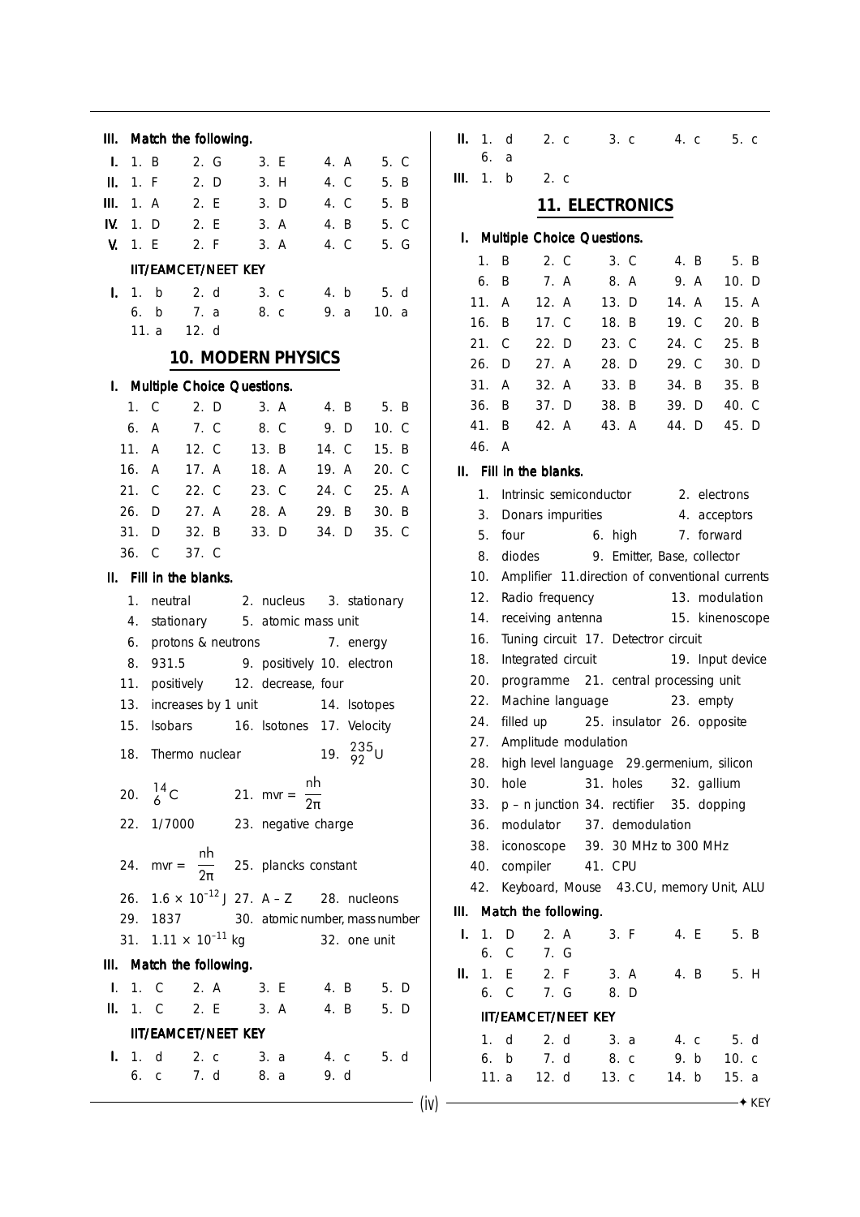### III. Match the following.

**I.** 1. B 2. G 3. E 4. A 5. C

**II.** 1. F 2. D 3. H 4. C 5. B

**III.** 1. A 2. E 3. D 4. C 5. B

**IV.** 1. D 2. E 3. A 4. B 5. C

**V.** 1. E 2. F 3. A 4. C 5. G

**IIT/EAMCET/NEET KEY**

**I.** 1. b 2. d 3. c 4. b 5. d
6. b 7. a 8. c 9. a 10. a
11. a 12. d

## 10. MODERN PHYSICS

### I. Multiple Choice Questions.

1. C 2. D 3. A 4. B 5. B
6. A 7. C 8. C 9. D 10. C
11. A 12. C 13. B 14. C 15. B
16. A 17. A 18. A 19. A 20. C
21. C 22. C 23. C 24. C 25. A
26. D 27. A 28. A 29. B 30. B
31. D 32. B 33. D 34. D 35. C
36. C 37. C

### II. Fill in the blanks.

1. neutral 2. nucleus 3. stationary
4. stationary 5. atomic mass unit
6. protons & neutrons 7. energy
8. 931.5 9. positively 10. electron
11. positively 12. decrease, four
13. increases by 1 unit 14. Isotopes
15. Isobars 16. Isotones 17. Velocity
18. Thermo nuclear 19. $^{235}_{92}U$
20. $^{14}_{6}C$ 21. $mvr = \frac{nh}{2\pi}$
22. 1/7000 23. negative charge
24. $mvr = \frac{nh}{2\pi}$ 25. plancks constant
26. $1.6 \times 10^{-12}$ J 27. A – Z 28. nucleons
29. 1837 30. atomic number, mass number
31. $1.11 \times 10^{-11}$ kg 32. one unit

### III. Match the following.

**I.** 1. C 2. A 3. E 4. B 5. D

**II.** 1. C 2. E 3. A 4. B 5. D

**IIT/EAMCET/NEET KEY**

**I.** 1. d 2. c 3. a 4. c 5. d
6. c 7. d 8. a 9. d

**II.** 1. d 2. c 3. c 4. c 5. c
6. a

**III.** 1. b 2. c

## 11. ELECTRONICS

### I. Multiple Choice Questions.

1. B 2. C 3. C 4. B 5. B
6. B 7. A 8. A 9. A 10. D
11. A 12. A 13. D 14. A 15. A
16. B 17. C 18. B 19. C 20. B
21. C 22. D 23. C 24. C 25. B
26. D 27. A 28. D 29. C 30. D
31. A 32. A 33. B 34. B 35. B
36. B 37. D 38. B 39. D 40. C
41. B 42. A 43. A 44. D 45. D
46. A

### II. Fill in the blanks.

1. Intrinsic semiconductor 2. electrons
3. Donars impurities 4. acceptors
5. four 6. high 7. forward
8. diodes 9. Emitter, Base, collector
10. Amplifier 11. direction of conventional currents
12. Radio frequency 13. modulation
14. receiving antenna 15. kinenoscope
16. Tuning circuit 17. Detectror circuit
18. Integrated circuit 19. Input device
20. programme 21. central processing unit
22. Machine language 23. empty
24. filled up 25. insulator 26. opposite
27. Amplitude modulation
28. high level language 29. germenium, silicon
30. hole 31. holes 32. gallium
33. p – n junction 34. rectifier 35. dopping
36. modulator 37. demodulation
38. iconoscope 39. 30 MHz to 300 MHz
40. compiler 41. CPU
42. Keyboard, Mouse 43. CU, memory Unit, ALU

### III. Match the following.

**I.** 1. D 2. A 3. F 4. E 5. B
6. C 7. G

**II.** 1. E 2. F 3. A 4. B 5. H
6. C 7. G 8. D

**IIT/EAMCET/NEET KEY**

1. d 2. d 3. a 4. c 5. d
6. b 7. d 8. c 9. b 10. c
11. a 12. d 13. c 14. b 15. a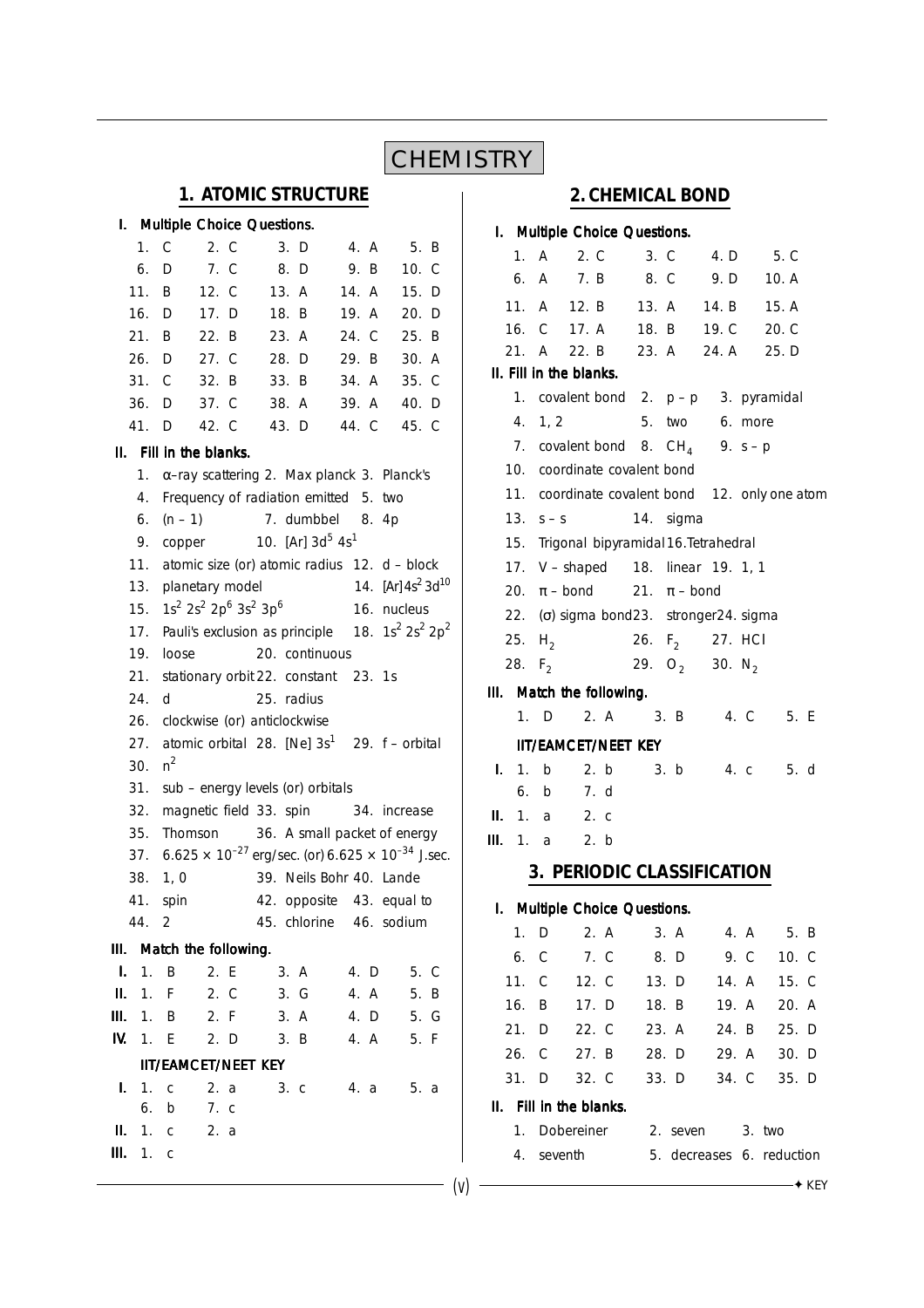# CHEMISTRY

## 1. ATOMIC STRUCTURE

**I. Multiple Choice Questions.**

| | | | | |
|---|---|---|---|---|
| 1. C | 2. C | 3. D | 4. A | 5. B |
| 6. D | 7. C | 8. D | 9. B | 10. C |
| 11. B | 12. C | 13. A | 14. A | 15. D |
| 16. D | 17. D | 18. B | 19. A | 20. D |
| 21. B | 22. B | 23. A | 24. C | 25. B |
| 26. D | 27. C | 28. D | 29. B | 30. A |
| 31. C | 32. B | 33. B | 34. A | 35. C |
| 36. D | 37. C | 38. A | 39. A | 40. D |
| 41. D | 42. C | 43. D | 44. C | 45. C |

**II. Fill in the blanks.**

1. α–ray scattering 2. Max planck 3. Planck's
4. Frequency of radiation emitted 5. two
6. (n – 1) 7. dumbbel 8. 4p
9. copper 10. [Ar] $3d^5\ 4s^1$
11. atomic size (or) atomic radius 12. d – block
13. planetary model 14. [Ar]$4s^2\ 3d^{10}$
15. $1s^2\ 2s^2\ 2p^6\ 3s^2\ 3p^6$ 16. nucleus
17. Pauli's exclusion as principle 18. $1s^2\ 2s^2\ 2p^2$
19. loose 20. continuous
21. stationary orbit 22. constant 23. 1s
24. d 25. radius
26. clockwise (or) anticlockwise
27. atomic orbital 28. [Ne] $3s^1$ 29. f – orbital
30. $n^2$
31. sub – energy levels (or) orbitals
32. magnetic field 33. spin 34. increase
35. Thomson 36. A small packet of energy
37. $6.625 \times 10^{-27}$ erg/sec. (or) $6.625 \times 10^{-34}$ J.sec.
38. 1, 0 39. Neils Bohr 40. Lande
41. spin 42. opposite 43. equal to
44. 2 45. chlorine 46. sodium

**III. Match the following.**

| | | | | | |
|---|---|---|---|---|---|
| I. | 1. B | 2. E | 3. A | 4. D | 5. C |
| II. | 1. F | 2. C | 3. G | 4. A | 5. B |
| III. | 1. B | 2. F | 3. A | 4. D | 5. G |
| IV. | 1. E | 2. D | 3. B | 4. A | 5. F |

**IIT/EAMCET/NEET KEY**

| | | | | | |
|---|---|---|---|---|---|
| I. | 1. c | 2. a | 3. c | 4. a | 5. a |
| | 6. b | 7. c | | | |
| II. | 1. c | 2. a | | | |
| III. | 1. c | | | | |

## 2. CHEMICAL BOND

**I. Multiple Choice Questions.**

| | | | | |
|---|---|---|---|---|
| 1. A | 2. C | 3. C | 4. D | 5. C |
| 6. A | 7. B | 8. C | 9. D | 10. A |
| 11. A | 12. B | 13. A | 14. B | 15. A |
| 16. C | 17. A | 18. B | 19. C | 20. C |
| 21. A | 22. B | 23. A | 24. A | 25. D |

**II. Fill in the blanks.**

1. covalent bond 2. p – p 3. pyramidal
4. 1, 2 5. two 6. more
7. covalent bond 8. $CH_4$ 9. s – p
10. coordinate covalent bond
11. coordinate covalent bond 12. only one atom
13. s – s 14. sigma
15. Trigonal bipyramidal 16. Tetrahedral
17. V – shaped 18. linear 19. 1, 1
20. π – bond 21. π – bond
22. (σ) sigma bond 23. stronger 24. sigma
25. $H_2$ 26. $F_2$ 27. HCl
28. $F_2$ 29. $O_2$ 30. $N_2$

**III. Match the following.**

| | | | | |
|---|---|---|---|---|
| 1. D | 2. A | 3. B | 4. C | 5. E |

**IIT/EAMCET/NEET KEY**

| | | | | | |
|---|---|---|---|---|---|
| I. | 1. b | 2. b | 3. b | 4. c | 5. d |
| | 6. b | 7. d | | | |
| II. | 1. a | 2. c | | | |
| III. | 1. a | 2. b | | | |

## 3. PERIODIC CLASSIFICATION

**I. Multiple Choice Questions.**

| | | | | |
|---|---|---|---|---|
| 1. D | 2. A | 3. A | 4. A | 5. B |
| 6. C | 7. C | 8. D | 9. C | 10. C |
| 11. C | 12. C | 13. D | 14. A | 15. C |
| 16. B | 17. D | 18. B | 19. A | 20. A |
| 21. D | 22. C | 23. A | 24. B | 25. D |
| 26. C | 27. B | 28. D | 29. A | 30. D |
| 31. D | 32. C | 33. D | 34. C | 35. D |

**II. Fill in the blanks.**

1. Dobereiner 2. seven 3. two
4. seventh 5. decreases 6. reduction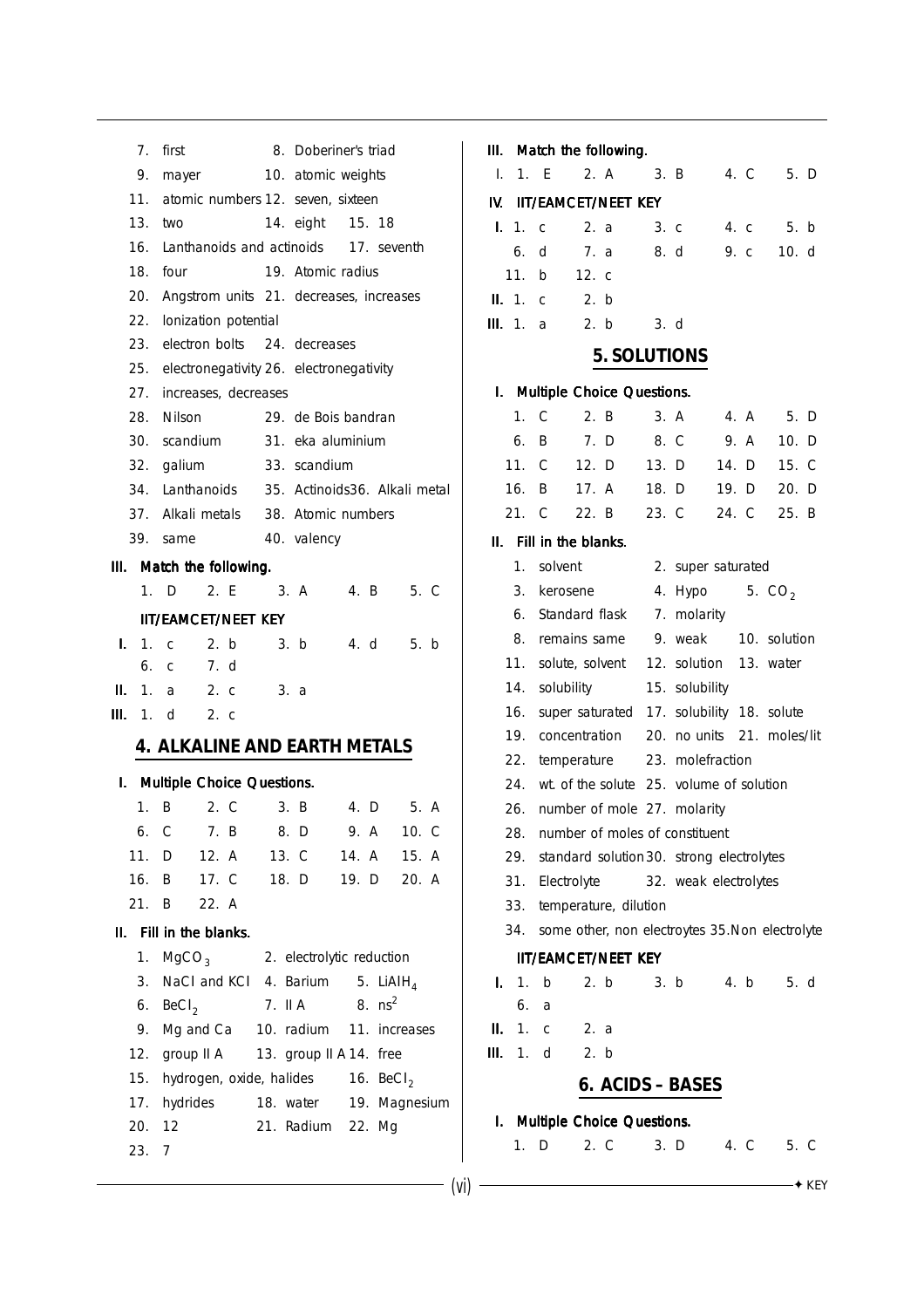7. first 8. Doberiner's triad
9. mayer 10. atomic weights
11. atomic numbers 12. seven, sixteen
13. two 14. eight 15. 18
16. Lanthanoids and actinoids 17. seventh
18. four 19. Atomic radius
20. Angstrom units 21. decreases, increases
22. Ionization potential
23. electron bolts 24. decreases
25. electronegativity 26. electronegativity
27. increases, decreases
28. Nilson 29. de Bois bandran
30. scandium 31. eka aluminium
32. galium 33. scandium
34. Lanthanoids 35. Actinoids 36. Alkali metal
37. Alkali metals 38. Atomic numbers
39. same 40. valency

**III. Match the following.**

1. D 2. E 3. A 4. B 5. C

**IIT/EAMCET/NEET KEY**

**I.** 1. c 2. b 3. b 4. d 5. b
6. c 7. d

**II.** 1. a 2. c 3. a

**III.** 1. d 2. c

## 4. ALKALINE AND EARTH METALS

**I. Multiple Choice Questions.**

1. B 2. C 3. B 4. D 5. A
6. C 7. B 8. D 9. A 10. C
11. D 12. A 13. C 14. A 15. A
16. B 17. C 18. D 19. D 20. A
21. B 22. A

**II. Fill in the blanks.**

1. $MgCO_3$ 2. electrolytic reduction
3. NaCI and KCI 4. Barium 5. $LiAlH_4$
6. $BeCl_2$ 7. II A 8. $ns^2$
9. Mg and Ca 10. radium 11. increases
12. group II A 13. group II A 14. free
15. hydrogen, oxide, halides 16. $BeCl_2$
17. hydrides 18. water 19. Magnesium
20. 12 21. Radium 22. Mg
23. 7

**III. Match the following.**

I. 1. E 2. A 3. B 4. C 5. D

**IV. IIT/EAMCET/NEET KEY**

**I.** 1. c 2. a 3. c 4. c 5. b
6. d 7. a 8. d 9. c 10. d
11. b 12. c

**II.** 1. c 2. b

**III.** 1. a 2. b 3. d

## 5. SOLUTIONS

**I. Multiple Choice Questions.**

1. C 2. B 3. A 4. A 5. D
6. B 7. D 8. C 9. A 10. D
11. C 12. D 13. D 14. D 15. C
16. B 17. A 18. D 19. D 20. D
21. C 22. B 23. C 24. C 25. B

**II. Fill in the blanks.**

1. solvent 2. super saturated
3. kerosene 4. Hypo 5. $CO_2$
6. Standard flask 7. molarity
8. remains same 9. weak 10. solution
11. solute, solvent 12. solution 13. water
14. solubility 15. solubility
16. super saturated 17. solubility 18. solute
19. concentration 20. no units 21. moles/lit
22. temperature 23. molefraction
24. wt. of the solute 25. volume of solution
26. number of mole 27. molarity
28. number of moles of constituent
29. standard solution 30. strong electrolytes
31. Electrolyte 32. weak electrolytes
33. temperature, dilution
34. some other, non electroytes 35. Non electrolyte

**IIT/EAMCET/NEET KEY**

**I.** 1. b 2. b 3. b 4. b 5. d
6. a

**II.** 1. c 2. a

**III.** 1. d 2. b

## 6. ACIDS – BASES

**I. Multiple Choice Questions.**

1. D 2. C 3. D 4. C 5. C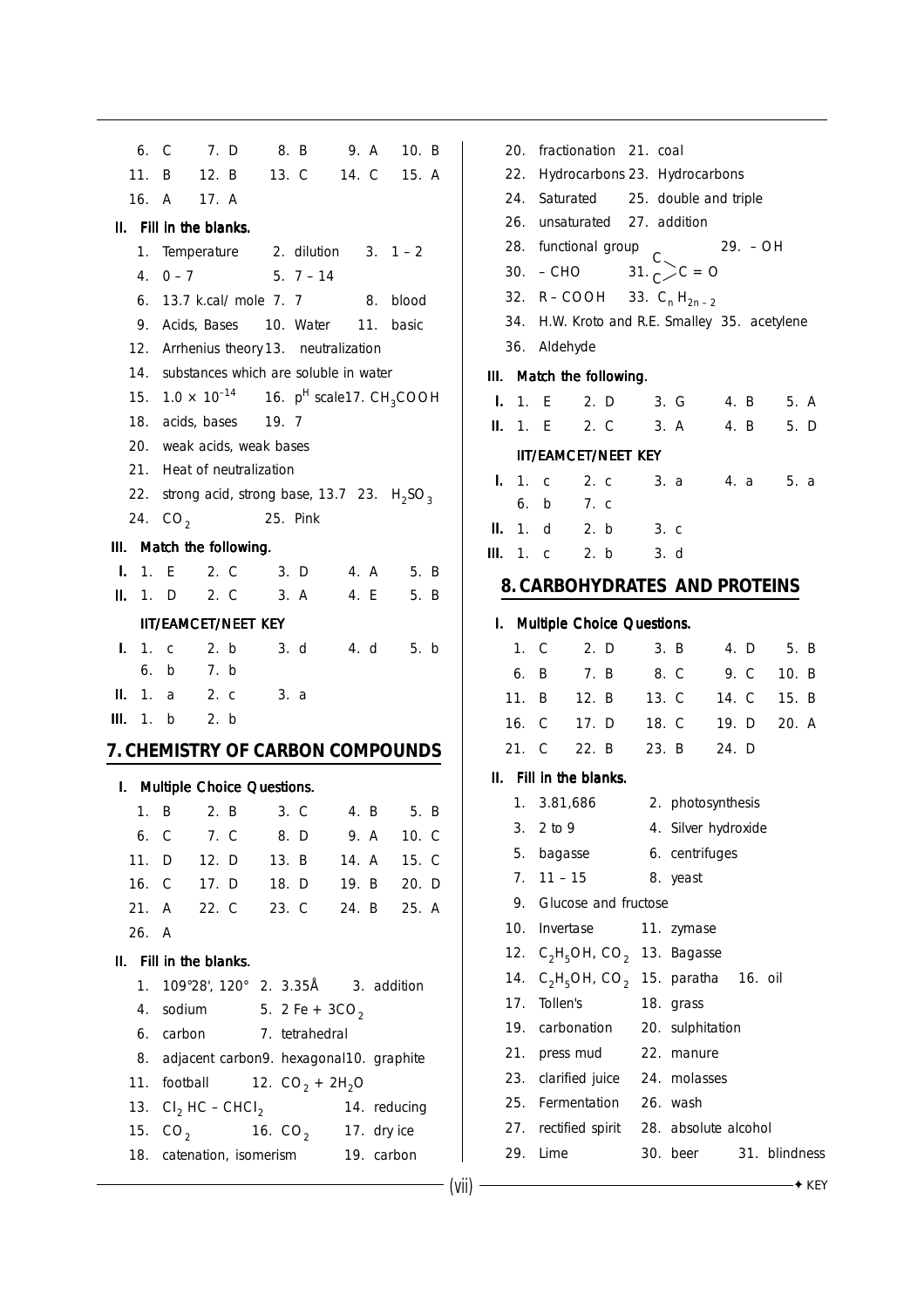6. C 7. D 8. B 9. A 10. B
11. B 12. B 13. C 14. C 15. A
16. A 17. A

**II. Fill in the blanks.**

1. Temperature 2. dilution 3. 1 – 2
4. 0 – 7 5. 7 – 14
6. 13.7 k.cal/ mole 7. 7 8. blood
9. Acids, Bases 10. Water 11. basic
12. Arrhenius theory 13. neutralization
14. substances which are soluble in water
15. $1.0 \times 10^{-14}$ 16. $p^H$ scale 17. $CH_3COOH$
18. acids, bases 19. 7
20. weak acids, weak bases
21. Heat of neutralization
22. strong acid, strong base, 13.7 23. $H_2SO_3$
24. $CO_2$ 25. Pink

**III. Match the following.**

**I.** 1. E 2. C 3. D 4. A 5. B
**II.** 1. D 2. C 3. A 4. E 5. B

**IIT/EAMCET/NEET KEY**

**I.** 1. c 2. b 3. d 4. d 5. b
6. b 7. b
**II.** 1. a 2. c 3. a
**III.** 1. b 2. b

## 7. CHEMISTRY OF CARBON COMPOUNDS

**I. Multiple Choice Questions.**

1. B 2. B 3. C 4. B 5. B
6. C 7. C 8. D 9. A 10. C
11. D 12. D 13. B 14. A 15. C
16. C 17. D 18. D 19. B 20. D
21. A 22. C 23. C 24. B 25. A
26. A

**II. Fill in the blanks.**

1. 109°28', 120° 2. 3.35Å 3. addition
4. sodium 5. 2 Fe + $3CO_2$
6. carbon 7. tetrahedral
8. adjacent carbon 9. hexagonal 10. graphite
11. football 12. $CO_2 + 2H_2O$
13. $Cl_2HC – CHCl_2$ 14. reducing
15. $CO_2$ 16. $CO_2$ 17. dry ice
18. catenation, isomerism 19. carbon
20. fractionation 21. coal
22. Hydrocarbons 23. Hydrocarbons
24. Saturated 25. double and triple
26. unsaturated 27. addition
28. functional group 29. – OH
30. – CHO 31. $\begin{matrix} C \\ C \end{matrix}\!\!>C = O$
32. R – COOH 33. $C_nH_{2n-2}$
34. H.W. Kroto and R.E. Smalley 35. acetylene
36. Aldehyde

**III. Match the following.**

**I.** 1. E 2. D 3. G 4. B 5. A
**II.** 1. E 2. C 3. A 4. B 5. D

**IIT/EAMCET/NEET KEY**

**I.** 1. c 2. c 3. a 4. a 5. a
6. b 7. c
**II.** 1. d 2. b 3. c
**III.** 1. c 2. b 3. d

## 8. CARBOHYDRATES AND PROTEINS

**I. Multiple Choice Questions.**

1. C 2. D 3. B 4. D 5. B
6. B 7. B 8. C 9. C 10. B
11. B 12. B 13. C 14. C 15. B
16. C 17. D 18. C 19. D 20. A
21. C 22. B 23. B 24. D

**II. Fill in the blanks.**

1. 3.81,686 2. photosynthesis
3. 2 to 9 4. Silver hydroxide
5. bagasse 6. centrifuges
7. 11 – 15 8. yeast
9. Glucose and fructose
10. Invertase 11. zymase
12. $C_2H_5OH$, $CO_2$ 13. Bagasse
14. $C_2H_5OH$, $CO_2$ 15. paratha 16. oil
17. Tollen's 18. grass
19. carbonation 20. sulphitation
21. press mud 22. manure
23. clarified juice 24. molasses
25. Fermentation 26. wash
27. rectified spirit 28. absolute alcohol
29. Lime 30. beer 31. blindness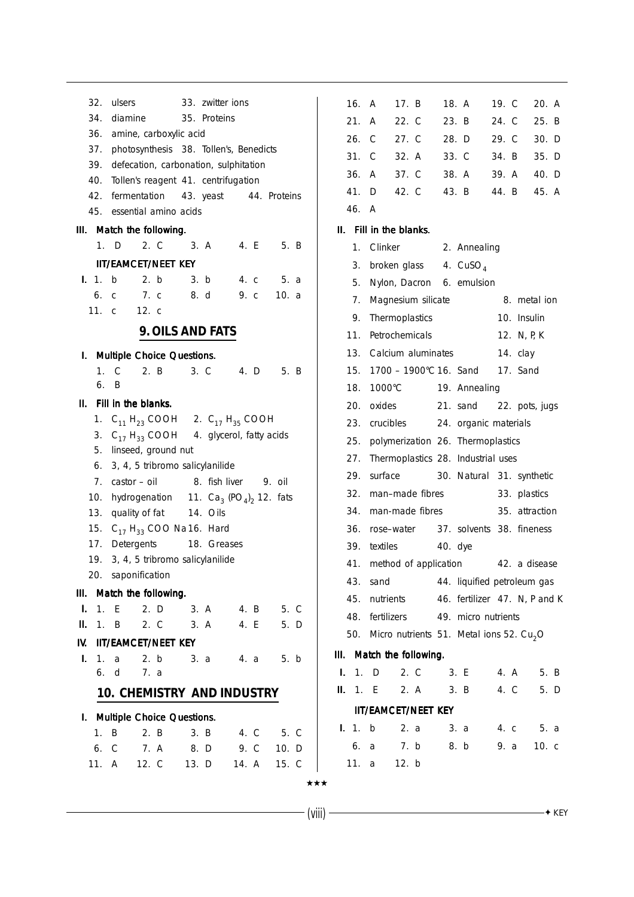32. ulsers 33. zwitter ions
34. diamine 35. Proteins
36. amine, carboxylic acid
37. photosynthesis 38. Tollen's, Benedicts
39. defecation, carbonation, sulphitation
40. Tollen's reagent 41. centrifugation
42. fermentation 43. yeast 44. Proteins
45. essential amino acids

**III. Match the following.**

1. D 2. C 3. A 4. E 5. B

**IIT/EAMCET/NEET KEY**

**I.** 1. b 2. b 3. b 4. c 5. a
6. c 7. c 8. d 9. c 10. a
11. c 12. c

## 9. OILS AND FATS

**I. Multiple Choice Questions.**

1. C 2. B 3. C 4. D 5. B
6. B

**II. Fill in the blanks.**

1. $C_{11}H_{23}COOH$ 2. $C_{17}H_{35}COOH$
3. $C_{17}H_{33}COOH$ 4. glycerol, fatty acids
5. linseed, ground nut
6. 3, 4, 5 tribromo salicylanilide
7. castor – oil 8. fish liver 9. oil
10. hydrogenation 11. $Ca_3(PO_4)_2$ 12. fats
13. quality of fat 14. Oils
15. $C_{17}H_{33}COONa$ 16. Hard
17. Detergents 18. Greases
19. 3, 4, 5 tribromo salicylanilide
20. saponification

**III. Match the following.**

**I.** 1. E 2. D 3. A 4. B 5. C
**II.** 1. B 2. C 3. A 4. E 5. D

**IV. IIT/EAMCET/NEET KEY**

**I.** 1. a 2. b 3. a 4. a 5. b
6. d 7. a

## 10. CHEMISTRY AND INDUSTRY

**I. Multiple Choice Questions.**

1. B 2. B 3. B 4. C 5. C
6. C 7. A 8. D 9. C 10. D
11. A 12. C 13. D 14. A 15. C
16. A 17. B 18. A 19. C 20. A
21. A 22. C 23. B 24. C 25. B
26. C 27. C 28. D 29. C 30. D
31. C 32. A 33. C 34. B 35. D
36. A 37. C 38. A 39. A 40. D
41. D 42. C 43. B 44. B 45. A
46. A

**II. Fill in the blanks.**

1. Clinker 2. Annealing
3. broken glass 4. $CuSO_4$
5. Nylon, Dacron 6. emulsion
7. Magnesium silicate 8. metal ion
9. Thermoplastics 10. Insulin
11. Petrochemicals 12. N, P, K
13. Calcium aluminates 14. clay
15. 1700 – 1900°C 16. Sand 17. Sand
18. 1000°C 19. Annealing
20. oxides 21. sand 22. pots, jugs
23. crucibles 24. organic materials
25. polymerization 26. Thermoplastics
27. Thermoplastics 28. Industrial uses
29. surface 30. Natural 31. synthetic
32. man–made fibres 33. plastics
34. man-made fibres 35. attraction
36. rose–water 37. solvents 38. fineness
39. textiles 40. dye
41. method of application 42. a disease
43. sand 44. liquified petroleum gas
45. nutrients 46. fertilizer 47. N, P and K
48. fertilizers 49. micro nutrients
50. Micro nutrients 51. Metal ions 52. $Cu_2O$

**III. Match the following.**

**I.** 1. D 2. C 3. E 4. A 5. B
**II.** 1. E 2. A 3. B 4. C 5. D

**IIT/EAMCET/NEET KEY**

**I.** 1. b 2. a 3. a 4. c 5. a
6. a 7. b 8. b 9. a 10. c
11. a 12. b

★★★